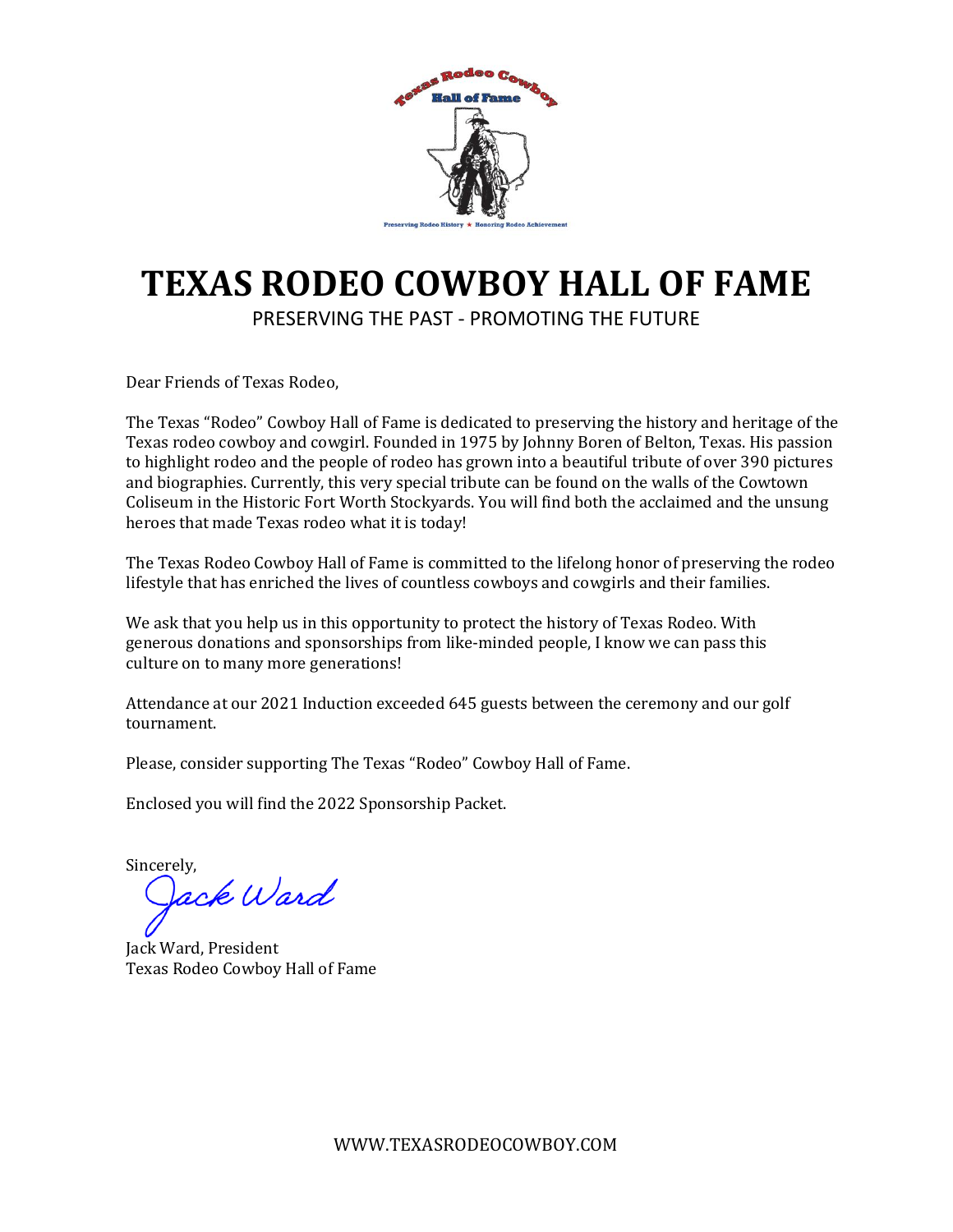# TEXAS RODEO COWBOY HALL OF FAME

PRESERVING THE PAST - PROMOTING THE FUTURE

Dear Friends of Texas Rodeo,

The Texas "Rodeo" Cowboy Hall of Fame is dedicated to preserving the history and heritage of the Texas rodeo cowboy and cowgirl. Founded in 1975 by Johnny Boren of Belton, Texas. His passion to highlight rodeo and the people of rodeo has grown into a beautiful tribute of over 390 pictures and biographies. Currently, this very special tribute can be found on the walls of the Cowtown Coliseum in the Historic Fort Worth Stockyards. You will find both the acclaimed and the unsung heroes that made Texas rodeo what it is today!

The Texas Rodeo Cowboy Hall of Fame is committed to the lifelong honor of preserving the rodeo lifestyle that has enriched the lives of countless cowboys and cowgirls and their families.

We ask that you help us in this opportunity to protect the history of Texas Rodeo. With generous donations and sponsorships from like-minded people, I know we can pass this culture on to many more generations!

Attendance at our 2021 Induction exceeded 645 guests between the ceremony and our golf tournament.

Please, consider supporting The Texas "Rodeo" Cowboy Hall of Fame.

Enclosed you will find the 2022 Sponsorship Packet.

Sincerely,

Jack Ward

Jack Ward, President
Texas Rodeo Cowboy Hall of Fame

WWW.TEXASRODEOCOWBOY.COM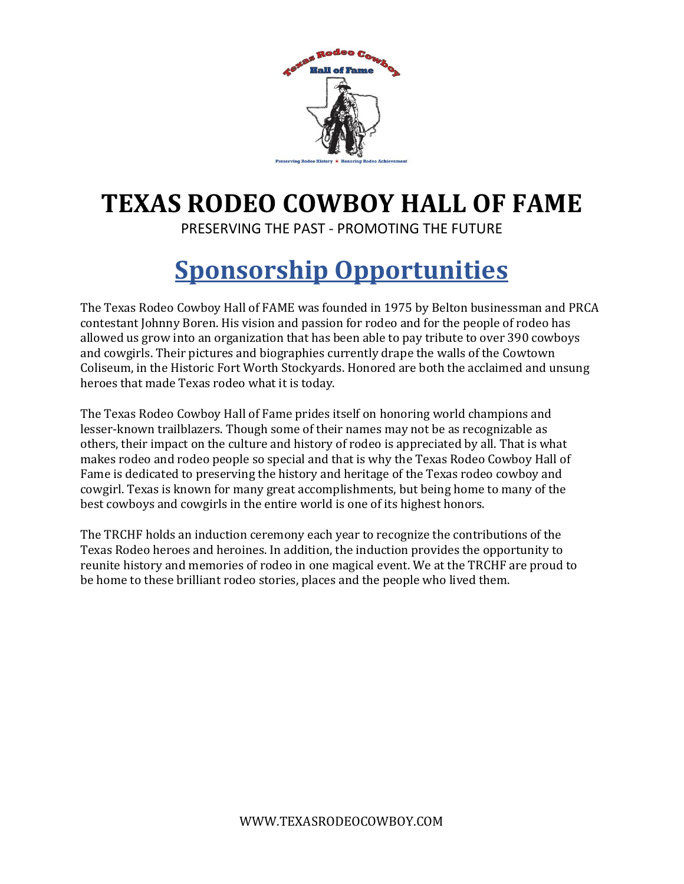# TEXAS RODEO COWBOY HALL OF FAME

PRESERVING THE PAST - PROMOTING THE FUTURE

## Sponsorship Opportunities

The Texas Rodeo Cowboy Hall of FAME was founded in 1975 by Belton businessman and PRCA contestant Johnny Boren. His vision and passion for rodeo and for the people of rodeo has allowed us grow into an organization that has been able to pay tribute to over 390 cowboys and cowgirls. Their pictures and biographies currently drape the walls of the Cowtown Coliseum, in the Historic Fort Worth Stockyards. Honored are both the acclaimed and unsung heroes that made Texas rodeo what it is today.

The Texas Rodeo Cowboy Hall of Fame prides itself on honoring world champions and lesser-known trailblazers. Though some of their names may not be as recognizable as others, their impact on the culture and history of rodeo is appreciated by all. That is what makes rodeo and rodeo people so special and that is why the Texas Rodeo Cowboy Hall of Fame is dedicated to preserving the history and heritage of the Texas rodeo cowboy and cowgirl. Texas is known for many great accomplishments, but being home to many of the best cowboys and cowgirls in the entire world is one of its highest honors.

The TRCHF holds an induction ceremony each year to recognize the contributions of the Texas Rodeo heroes and heroines. In addition, the induction provides the opportunity to reunite history and memories of rodeo in one magical event. We at the TRCHF are proud to be home to these brilliant rodeo stories, places and the people who lived them.

WWW.TEXASRODEOCOWBOY.COM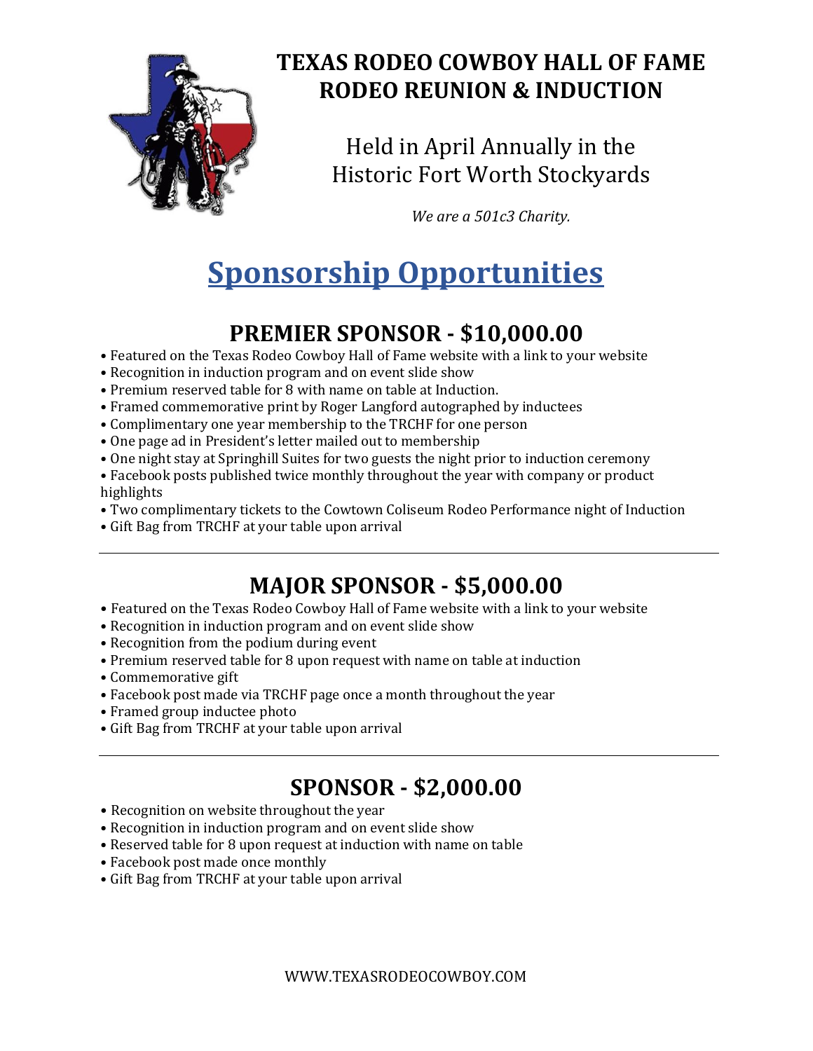# TEXAS RODEO COWBOY HALL OF FAME
# RODEO REUNION & INDUCTION

Held in April Annually in the Historic Fort Worth Stockyards

*We are a 501c3 Charity.*

## Sponsorship Opportunities

### PREMIER SPONSOR - $10,000.00

- Featured on the Texas Rodeo Cowboy Hall of Fame website with a link to your website
- Recognition in induction program and on event slide show
- Premium reserved table for 8 with name on table at Induction.
- Framed commemorative print by Roger Langford autographed by inductees
- Complimentary one year membership to the TRCHF for one person
- One page ad in President's letter mailed out to membership
- One night stay at Springhill Suites for two guests the night prior to induction ceremony
- Facebook posts published twice monthly throughout the year with company or product highlights
- Two complimentary tickets to the Cowtown Coliseum Rodeo Performance night of Induction
- Gift Bag from TRCHF at your table upon arrival

---

### MAJOR SPONSOR - $5,000.00

- Featured on the Texas Rodeo Cowboy Hall of Fame website with a link to your website
- Recognition in induction program and on event slide show
- Recognition from the podium during event
- Premium reserved table for 8 upon request with name on table at induction
- Commemorative gift
- Facebook post made via TRCHF page once a month throughout the year
- Framed group inductee photo
- Gift Bag from TRCHF at your table upon arrival

---

### SPONSOR - $2,000.00

- Recognition on website throughout the year
- Recognition in induction program and on event slide show
- Reserved table for 8 upon request at induction with name on table
- Facebook post made once monthly
- Gift Bag from TRCHF at your table upon arrival

WWW.TEXASRODEOCOWBOY.COM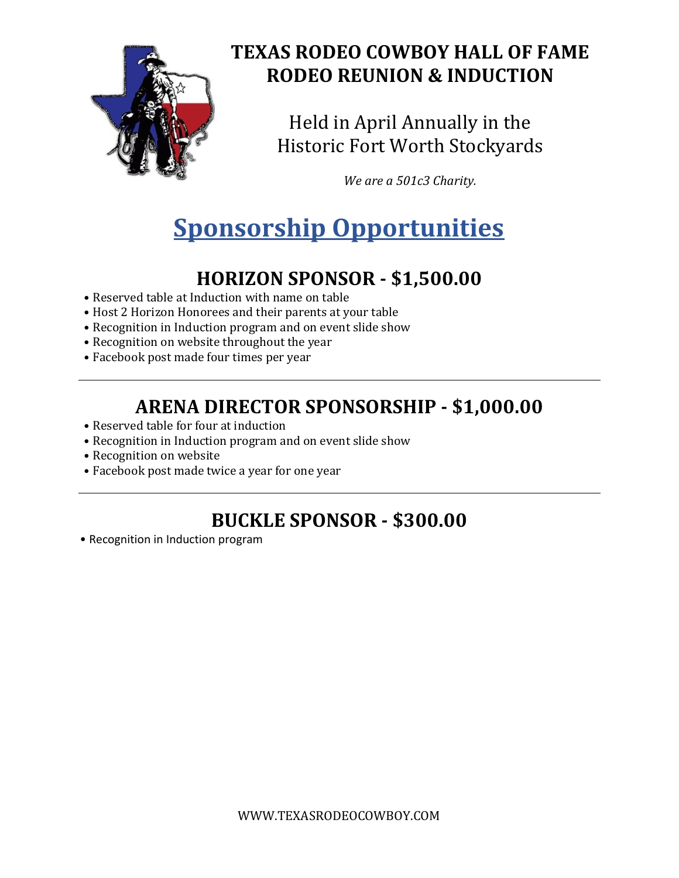# TEXAS RODEO COWBOY HALL OF FAME
# RODEO REUNION & INDUCTION

Held in April Annually in the Historic Fort Worth Stockyards

*We are a 501c3 Charity.*

## Sponsorship Opportunities

### HORIZON SPONSOR - $1,500.00

- Reserved table at Induction with name on table
- Host 2 Horizon Honorees and their parents at your table
- Recognition in Induction program and on event slide show
- Recognition on website throughout the year
- Facebook post made four times per year

---

### ARENA DIRECTOR SPONSORSHIP - $1,000.00

- Reserved table for four at induction
- Recognition in Induction program and on event slide show
- Recognition on website
- Facebook post made twice a year for one year

---

### BUCKLE SPONSOR - $300.00

- Recognition in Induction program

WWW.TEXASRODEOCOWBOY.COM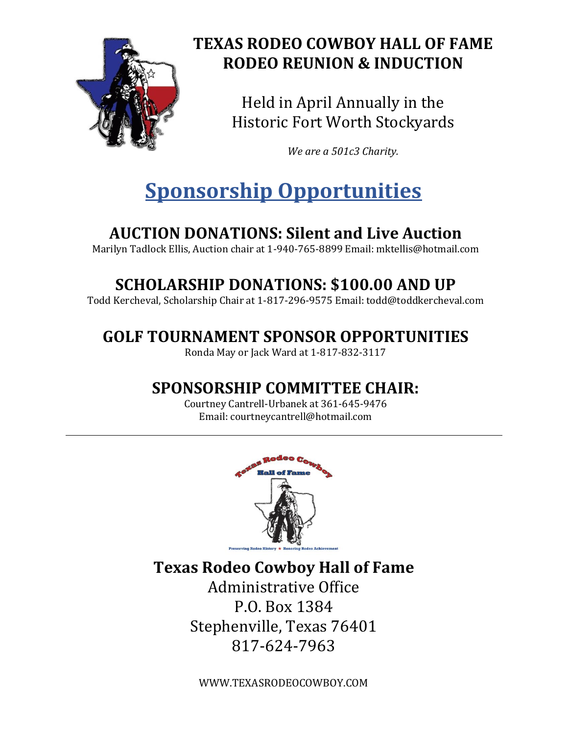# TEXAS RODEO COWBOY HALL OF FAME RODEO REUNION & INDUCTION

Held in April Annually in the Historic Fort Worth Stockyards

*We are a 501c3 Charity.*

# Sponsorship Opportunities

## AUCTION DONATIONS: Silent and Live Auction

Marilyn Tadlock Ellis, Auction chair at 1-940-765-8899 Email: mktellis@hotmail.com

## SCHOLARSHIP DONATIONS: $100.00 AND UP

Todd Kercheval, Scholarship Chair at 1-817-296-9575 Email: todd@toddkercheval.com

## GOLF TOURNAMENT SPONSOR OPPORTUNITIES

Ronda May or Jack Ward at 1-817-832-3117

## SPONSORSHIP COMMITTEE CHAIR:

Courtney Cantrell-Urbanek at 361-645-9476
Email: courtneycantrell@hotmail.com

---

Texas Rodeo Cowboy Hall of Fame

Preserving Rodeo History ★ Honoring Rodeo Achievement

**Texas Rodeo Cowboy Hall of Fame**
Administrative Office
P.O. Box 1384
Stephenville, Texas 76401
817-624-7963

WWW.TEXASRODEOCOWBOY.COM